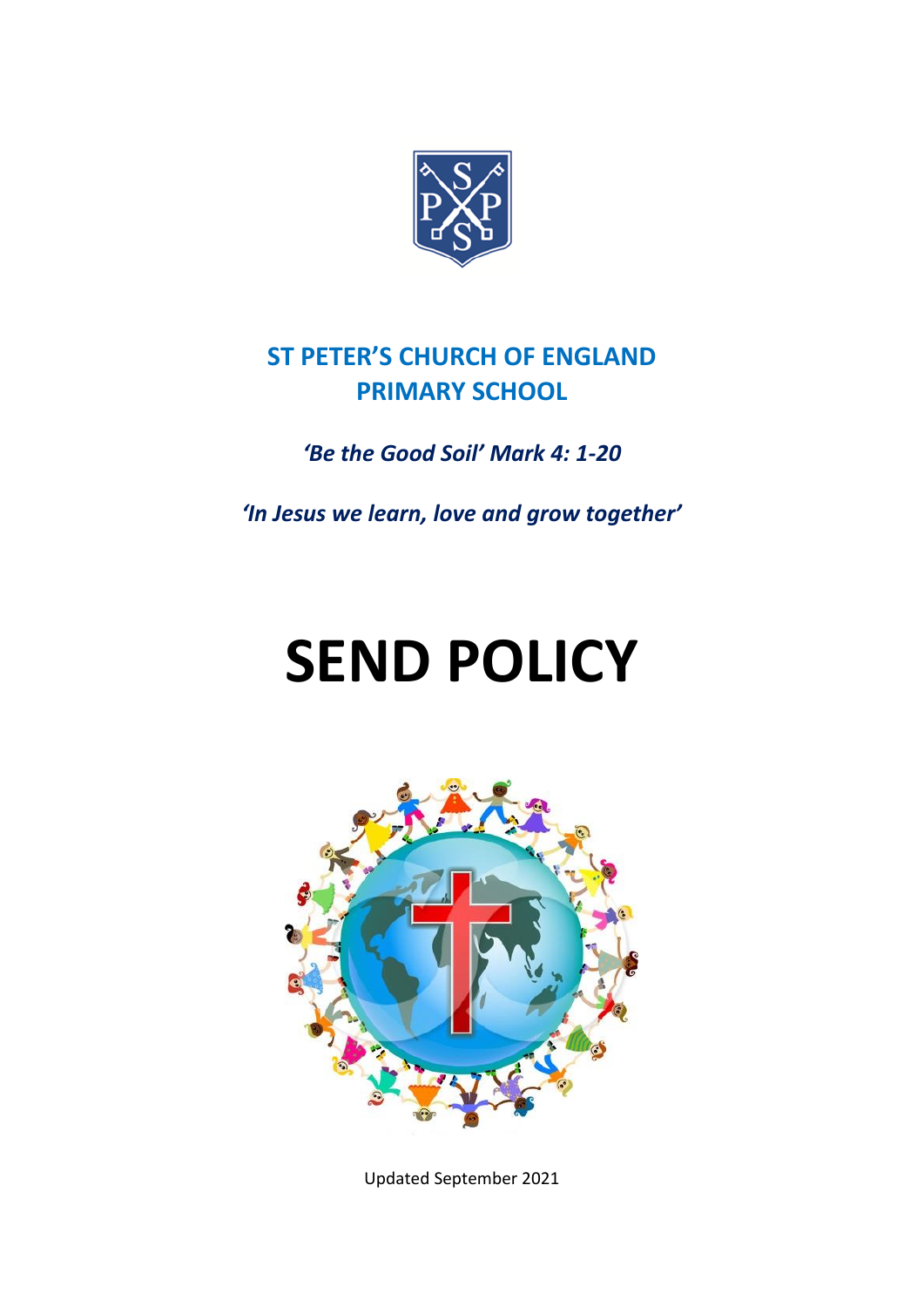## ST PETER'S CHURCH OF ENGLAND PRIMARY SCHOOL

***'Be the Good Soil' Mark 4: 1-20***

***'In Jesus we learn, love and grow together'***

# SEND POLICY

Updated September 2021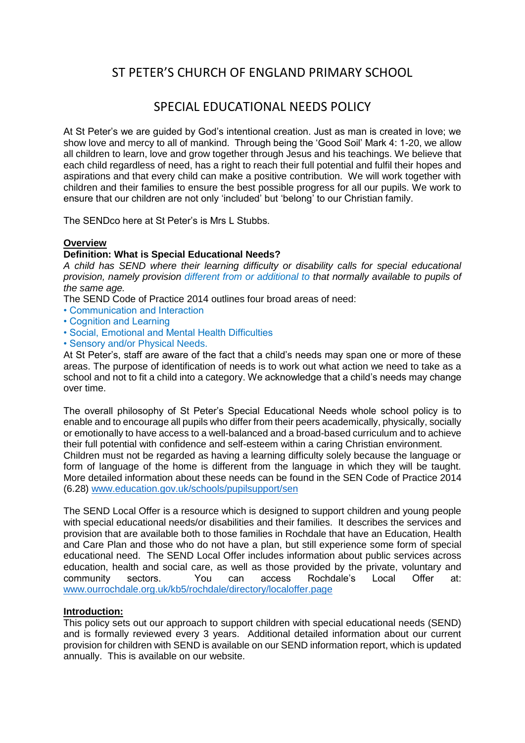# ST PETER'S CHURCH OF ENGLAND PRIMARY SCHOOL

## SPECIAL EDUCATIONAL NEEDS POLICY

At St Peter's we are guided by God's intentional creation. Just as man is created in love; we show love and mercy to all of mankind. Through being the 'Good Soil' Mark 4: 1-20, we allow all children to learn, love and grow together through Jesus and his teachings. We believe that each child regardless of need, has a right to reach their full potential and fulfil their hopes and aspirations and that every child can make a positive contribution. We will work together with children and their families to ensure the best possible progress for all our pupils. We work to ensure that our children are not only 'included' but 'belong' to our Christian family.

The SENDco here at St Peter's is Mrs L Stubbs.

**Overview**

**Definition: What is Special Educational Needs?**

*A child has SEND where their learning difficulty or disability calls for special educational provision, namely provision different from or additional to that normally available to pupils of the same age.*

The SEND Code of Practice 2014 outlines four broad areas of need:

- Communication and Interaction
- Cognition and Learning
- Social, Emotional and Mental Health Difficulties
- Sensory and/or Physical Needs.

At St Peter's, staff are aware of the fact that a child's needs may span one or more of these areas. The purpose of identification of needs is to work out what action we need to take as a school and not to fit a child into a category. We acknowledge that a child's needs may change over time.

The overall philosophy of St Peter's Special Educational Needs whole school policy is to enable and to encourage all pupils who differ from their peers academically, physically, socially or emotionally to have access to a well-balanced and a broad-based curriculum and to achieve their full potential with confidence and self-esteem within a caring Christian environment.
Children must not be regarded as having a learning difficulty solely because the language or form of language of the home is different from the language in which they will be taught. More detailed information about these needs can be found in the SEN Code of Practice 2014 (6.28) www.education.gov.uk/schools/pupilsupport/sen

The SEND Local Offer is a resource which is designed to support children and young people with special educational needs/or disabilities and their families. It describes the services and provision that are available both to those families in Rochdale that have an Education, Health and Care Plan and those who do not have a plan, but still experience some form of special educational need. The SEND Local Offer includes information about public services across education, health and social care, as well as those provided by the private, voluntary and community sectors. You can access Rochdale's Local Offer at: www.ourrochdale.org.uk/kb5/rochdale/directory/localoffer.page

**Introduction:**

This policy sets out our approach to support children with special educational needs (SEND) and is formally reviewed every 3 years. Additional detailed information about our current provision for children with SEND is available on our SEND information report, which is updated annually. This is available on our website.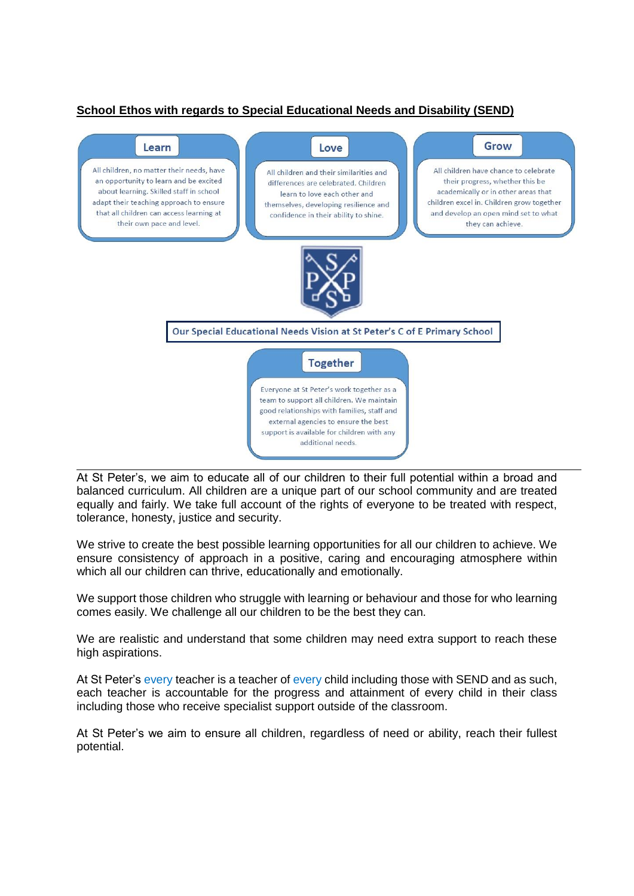**School Ethos with regards to Special Educational Needs and Disability (SEND)**

**Learn**

All children, no matter their needs, have an opportunity to learn and be excited about learning. Skilled staff in school adapt their teaching approach to ensure that all children can access learning at their own pace and level.

**Love**

All children and their similarities and differences are celebrated. Children learn to love each other and themselves, developing resilience and confidence in their ability to shine.

**Grow**

All children have chance to celebrate their progress, whether this be academically or in other areas that children excel in. Children grow together and develop an open mind set to what they can achieve.

**Our Special Educational Needs Vision at St Peter's C of E Primary School**

**Together**

Everyone at St Peter's work together as a team to support all children. We maintain good relationships with families, staff and external agencies to ensure the best support is available for children with any additional needs.

---

At St Peter's, we aim to educate all of our children to their full potential within a broad and balanced curriculum. All children are a unique part of our school community and are treated equally and fairly. We take full account of the rights of everyone to be treated with respect, tolerance, honesty, justice and security.

We strive to create the best possible learning opportunities for all our children to achieve. We ensure consistency of approach in a positive, caring and encouraging atmosphere within which all our children can thrive, educationally and emotionally.

We support those children who struggle with learning or behaviour and those for who learning comes easily. We challenge all our children to be the best they can.

We are realistic and understand that some children may need extra support to reach these high aspirations.

At St Peter's every teacher is a teacher of every child including those with SEND and as such, each teacher is accountable for the progress and attainment of every child in their class including those who receive specialist support outside of the classroom.

At St Peter's we aim to ensure all children, regardless of need or ability, reach their fullest potential.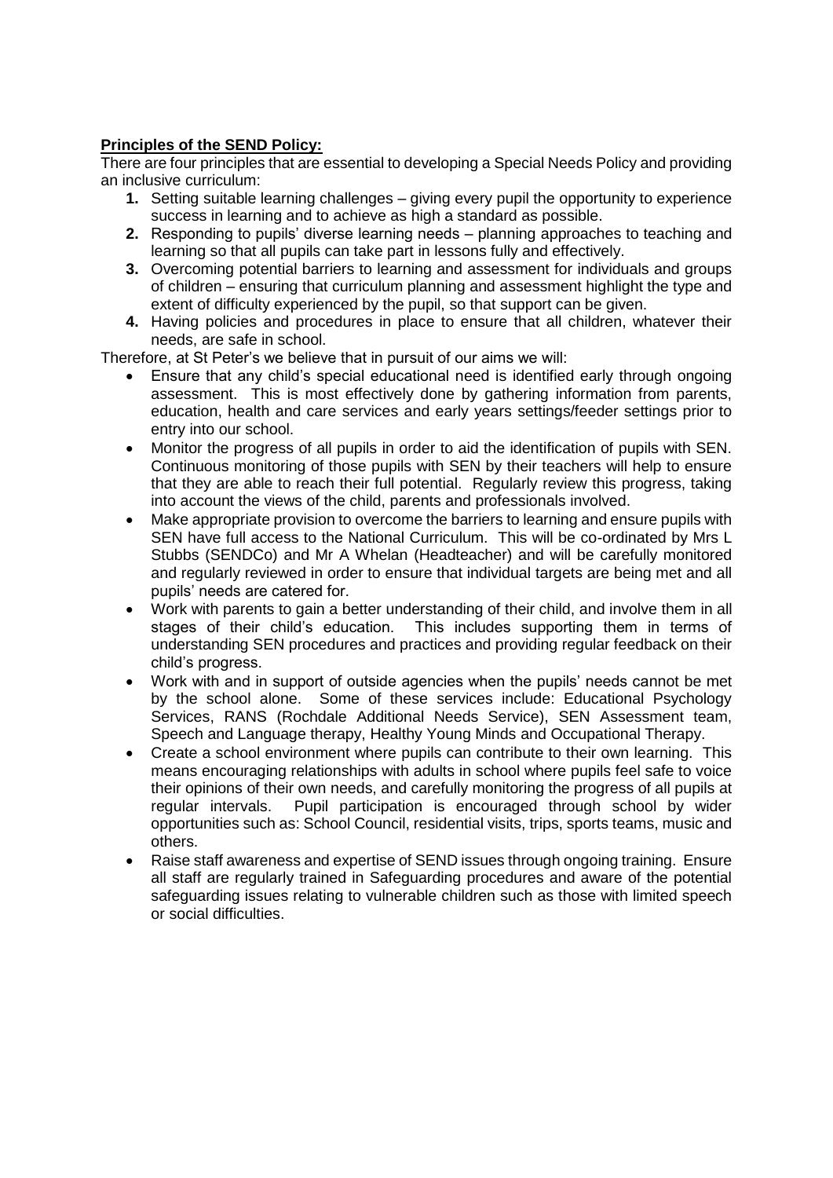**Principles of the SEND Policy:**

There are four principles that are essential to developing a Special Needs Policy and providing an inclusive curriculum:

1. Setting suitable learning challenges – giving every pupil the opportunity to experience success in learning and to achieve as high a standard as possible.
2. Responding to pupils' diverse learning needs – planning approaches to teaching and learning so that all pupils can take part in lessons fully and effectively.
3. Overcoming potential barriers to learning and assessment for individuals and groups of children – ensuring that curriculum planning and assessment highlight the type and extent of difficulty experienced by the pupil, so that support can be given.
4. Having policies and procedures in place to ensure that all children, whatever their needs, are safe in school.

Therefore, at St Peter's we believe that in pursuit of our aims we will:

- Ensure that any child's special educational need is identified early through ongoing assessment. This is most effectively done by gathering information from parents, education, health and care services and early years settings/feeder settings prior to entry into our school.
- Monitor the progress of all pupils in order to aid the identification of pupils with SEN. Continuous monitoring of those pupils with SEN by their teachers will help to ensure that they are able to reach their full potential. Regularly review this progress, taking into account the views of the child, parents and professionals involved.
- Make appropriate provision to overcome the barriers to learning and ensure pupils with SEN have full access to the National Curriculum. This will be co-ordinated by Mrs L Stubbs (SENDCo) and Mr A Whelan (Headteacher) and will be carefully monitored and regularly reviewed in order to ensure that individual targets are being met and all pupils' needs are catered for.
- Work with parents to gain a better understanding of their child, and involve them in all stages of their child's education. This includes supporting them in terms of understanding SEN procedures and practices and providing regular feedback on their child's progress.
- Work with and in support of outside agencies when the pupils' needs cannot be met by the school alone. Some of these services include: Educational Psychology Services, RANS (Rochdale Additional Needs Service), SEN Assessment team, Speech and Language therapy, Healthy Young Minds and Occupational Therapy.
- Create a school environment where pupils can contribute to their own learning. This means encouraging relationships with adults in school where pupils feel safe to voice their opinions of their own needs, and carefully monitoring the progress of all pupils at regular intervals. Pupil participation is encouraged through school by wider opportunities such as: School Council, residential visits, trips, sports teams, music and others.
- Raise staff awareness and expertise of SEND issues through ongoing training. Ensure all staff are regularly trained in Safeguarding procedures and aware of the potential safeguarding issues relating to vulnerable children such as those with limited speech or social difficulties.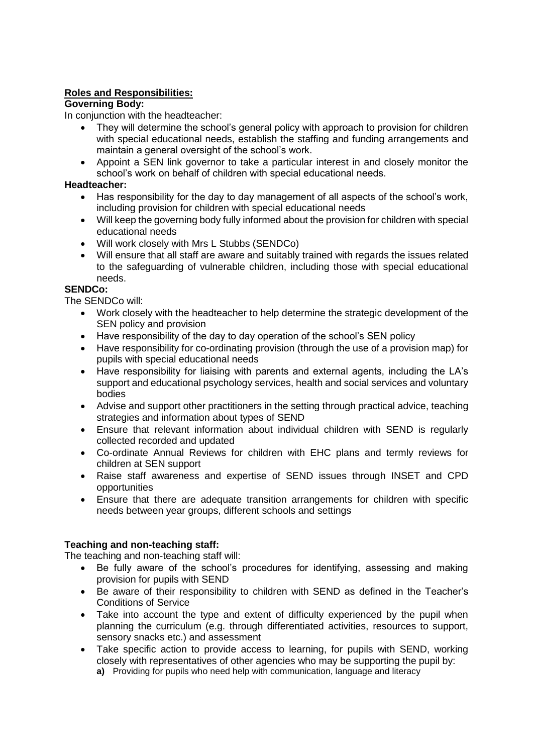**Roles and Responsibilities:**

**Governing Body:**

In conjunction with the headteacher:

- They will determine the school's general policy with approach to provision for children with special educational needs, establish the staffing and funding arrangements and maintain a general oversight of the school's work.
- Appoint a SEN link governor to take a particular interest in and closely monitor the school's work on behalf of children with special educational needs.

**Headteacher:**

- Has responsibility for the day to day management of all aspects of the school's work, including provision for children with special educational needs
- Will keep the governing body fully informed about the provision for children with special educational needs
- Will work closely with Mrs L Stubbs (SENDCo)
- Will ensure that all staff are aware and suitably trained with regards the issues related to the safeguarding of vulnerable children, including those with special educational needs.

**SENDCo:**

The SENDCo will:

- Work closely with the headteacher to help determine the strategic development of the SEN policy and provision
- Have responsibility of the day to day operation of the school's SEN policy
- Have responsibility for co-ordinating provision (through the use of a provision map) for pupils with special educational needs
- Have responsibility for liaising with parents and external agents, including the LA's support and educational psychology services, health and social services and voluntary bodies
- Advise and support other practitioners in the setting through practical advice, teaching strategies and information about types of SEND
- Ensure that relevant information about individual children with SEND is regularly collected recorded and updated
- Co-ordinate Annual Reviews for children with EHC plans and termly reviews for children at SEN support
- Raise staff awareness and expertise of SEND issues through INSET and CPD opportunities
- Ensure that there are adequate transition arrangements for children with specific needs between year groups, different schools and settings

**Teaching and non-teaching staff:**

The teaching and non-teaching staff will:

- Be fully aware of the school's procedures for identifying, assessing and making provision for pupils with SEND
- Be aware of their responsibility to children with SEND as defined in the Teacher's Conditions of Service
- Take into account the type and extent of difficulty experienced by the pupil when planning the curriculum (e.g. through differentiated activities, resources to support, sensory snacks etc.) and assessment
- Take specific action to provide access to learning, for pupils with SEND, working closely with representatives of other agencies who may be supporting the pupil by:
  **a)** Providing for pupils who need help with communication, language and literacy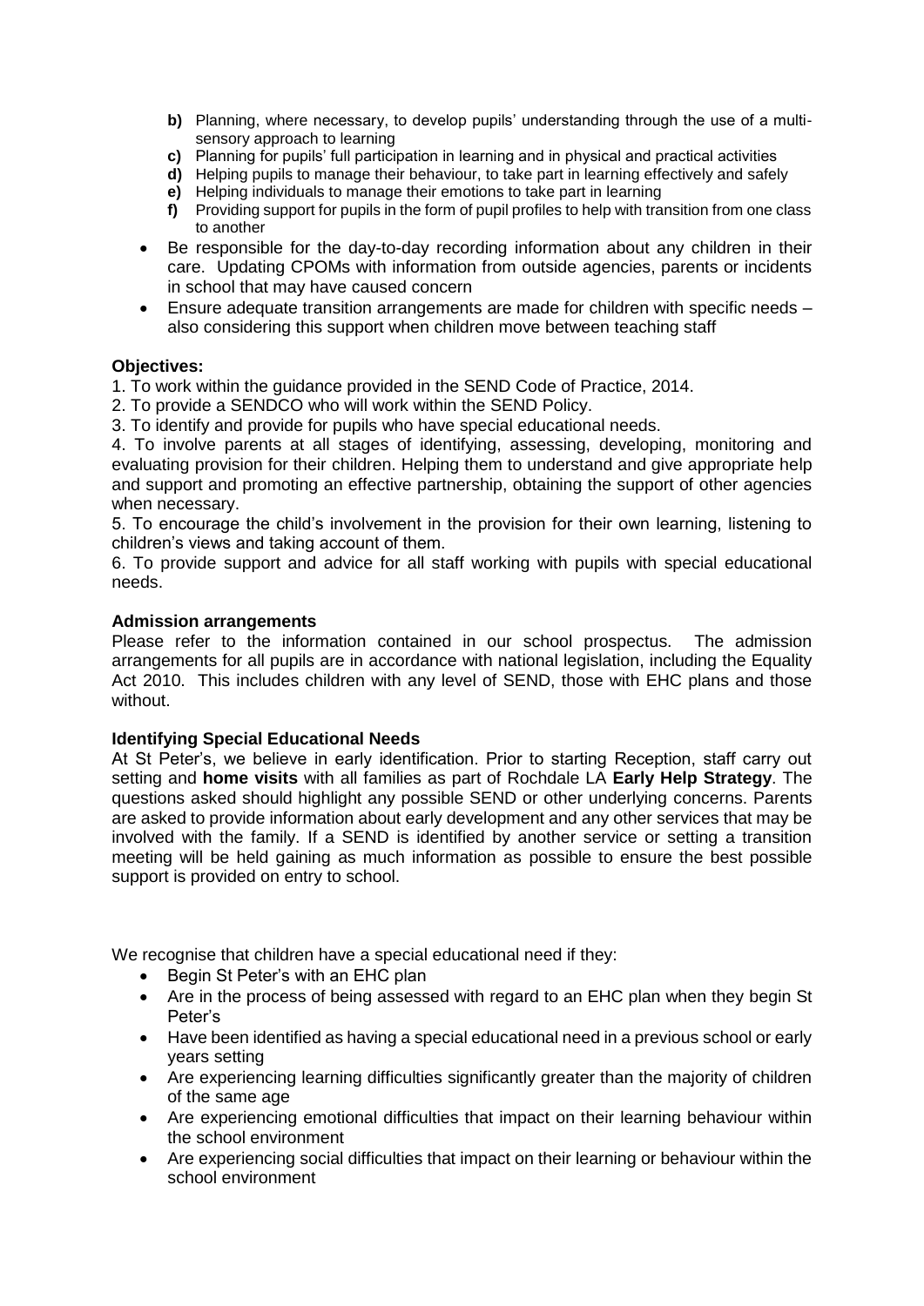- **b)** Planning, where necessary, to develop pupils' understanding through the use of a multi-sensory approach to learning
- **c)** Planning for pupils' full participation in learning and in physical and practical activities
- **d)** Helping pupils to manage their behaviour, to take part in learning effectively and safely
- **e)** Helping individuals to manage their emotions to take part in learning
- **f)** Providing support for pupils in the form of pupil profiles to help with transition from one class to another

- Be responsible for the day-to-day recording information about any children in their care. Updating CPOMs with information from outside agencies, parents or incidents in school that may have caused concern
- Ensure adequate transition arrangements are made for children with specific needs – also considering this support when children move between teaching staff

**Objectives:**

1. To work within the guidance provided in the SEND Code of Practice, 2014.
2. To provide a SENDCO who will work within the SEND Policy.
3. To identify and provide for pupils who have special educational needs.
4. To involve parents at all stages of identifying, assessing, developing, monitoring and evaluating provision for their children. Helping them to understand and give appropriate help and support and promoting an effective partnership, obtaining the support of other agencies when necessary.
5. To encourage the child's involvement in the provision for their own learning, listening to children's views and taking account of them.
6. To provide support and advice for all staff working with pupils with special educational needs.

**Admission arrangements**

Please refer to the information contained in our school prospectus. The admission arrangements for all pupils are in accordance with national legislation, including the Equality Act 2010. This includes children with any level of SEND, those with EHC plans and those without.

**Identifying Special Educational Needs**

At St Peter's, we believe in early identification. Prior to starting Reception, staff carry out setting and **home visits** with all families as part of Rochdale LA **Early Help Strategy**. The questions asked should highlight any possible SEND or other underlying concerns. Parents are asked to provide information about early development and any other services that may be involved with the family. If a SEND is identified by another service or setting a transition meeting will be held gaining as much information as possible to ensure the best possible support is provided on entry to school.

We recognise that children have a special educational need if they:

- Begin St Peter's with an EHC plan
- Are in the process of being assessed with regard to an EHC plan when they begin St Peter's
- Have been identified as having a special educational need in a previous school or early years setting
- Are experiencing learning difficulties significantly greater than the majority of children of the same age
- Are experiencing emotional difficulties that impact on their learning behaviour within the school environment
- Are experiencing social difficulties that impact on their learning or behaviour within the school environment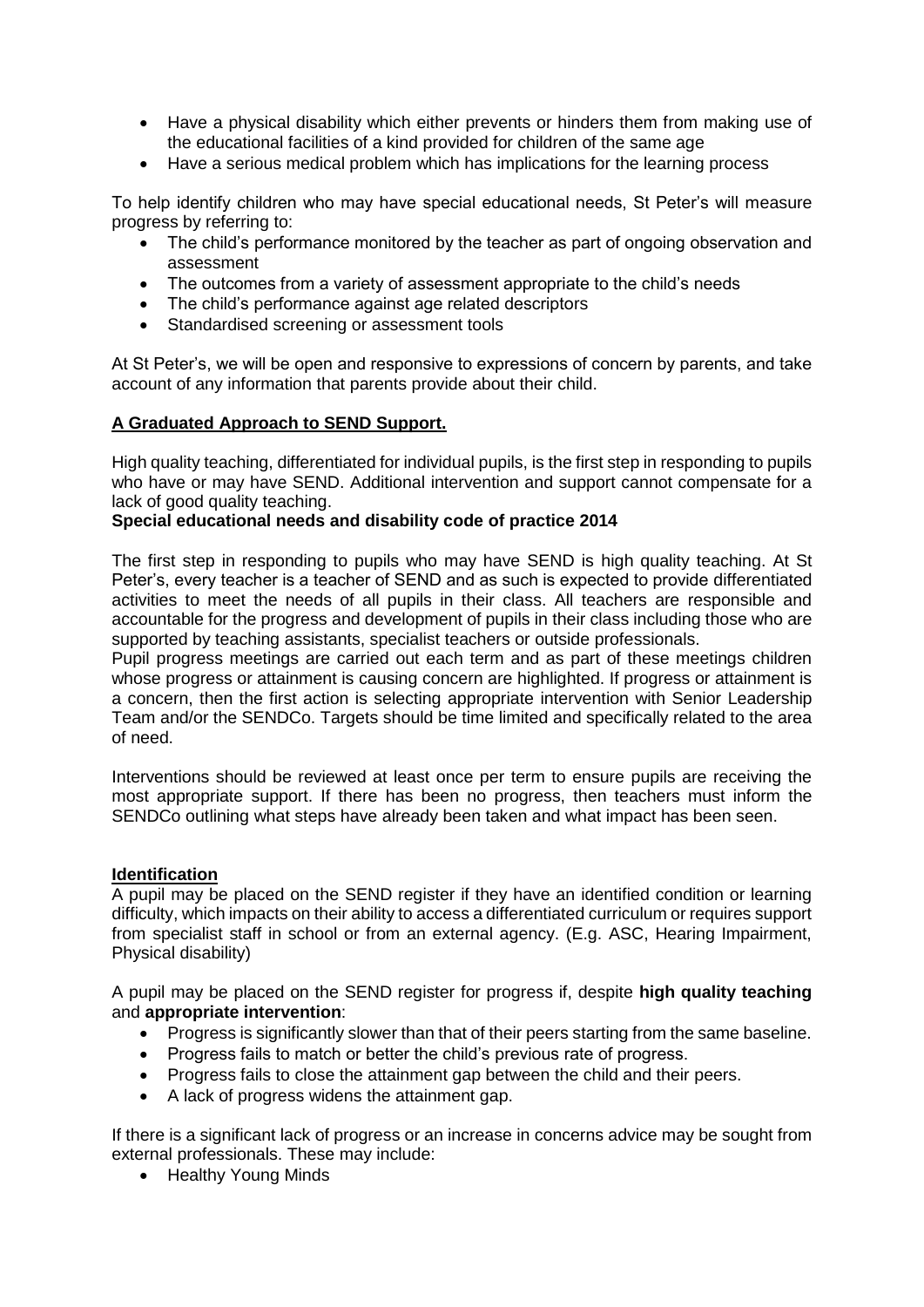- Have a physical disability which either prevents or hinders them from making use of the educational facilities of a kind provided for children of the same age
- Have a serious medical problem which has implications for the learning process

To help identify children who may have special educational needs, St Peter's will measure progress by referring to:

- The child's performance monitored by the teacher as part of ongoing observation and assessment
- The outcomes from a variety of assessment appropriate to the child's needs
- The child's performance against age related descriptors
- Standardised screening or assessment tools

At St Peter's, we will be open and responsive to expressions of concern by parents, and take account of any information that parents provide about their child.

## **A Graduated Approach to SEND Support.**

High quality teaching, differentiated for individual pupils, is the first step in responding to pupils who have or may have SEND. Additional intervention and support cannot compensate for a lack of good quality teaching.
**Special educational needs and disability code of practice 2014**

The first step in responding to pupils who may have SEND is high quality teaching. At St Peter's, every teacher is a teacher of SEND and as such is expected to provide differentiated activities to meet the needs of all pupils in their class. All teachers are responsible and accountable for the progress and development of pupils in their class including those who are supported by teaching assistants, specialist teachers or outside professionals.
Pupil progress meetings are carried out each term and as part of these meetings children whose progress or attainment is causing concern are highlighted. If progress or attainment is a concern, then the first action is selecting appropriate intervention with Senior Leadership Team and/or the SENDCo. Targets should be time limited and specifically related to the area of need.

Interventions should be reviewed at least once per term to ensure pupils are receiving the most appropriate support. If there has been no progress, then teachers must inform the SENDCo outlining what steps have already been taken and what impact has been seen.

## **Identification**

A pupil may be placed on the SEND register if they have an identified condition or learning difficulty, which impacts on their ability to access a differentiated curriculum or requires support from specialist staff in school or from an external agency. (E.g. ASC, Hearing Impairment, Physical disability)

A pupil may be placed on the SEND register for progress if, despite **high quality teaching** and **appropriate intervention**:

- Progress is significantly slower than that of their peers starting from the same baseline.
- Progress fails to match or better the child's previous rate of progress.
- Progress fails to close the attainment gap between the child and their peers.
- A lack of progress widens the attainment gap.

If there is a significant lack of progress or an increase in concerns advice may be sought from external professionals. These may include:

- Healthy Young Minds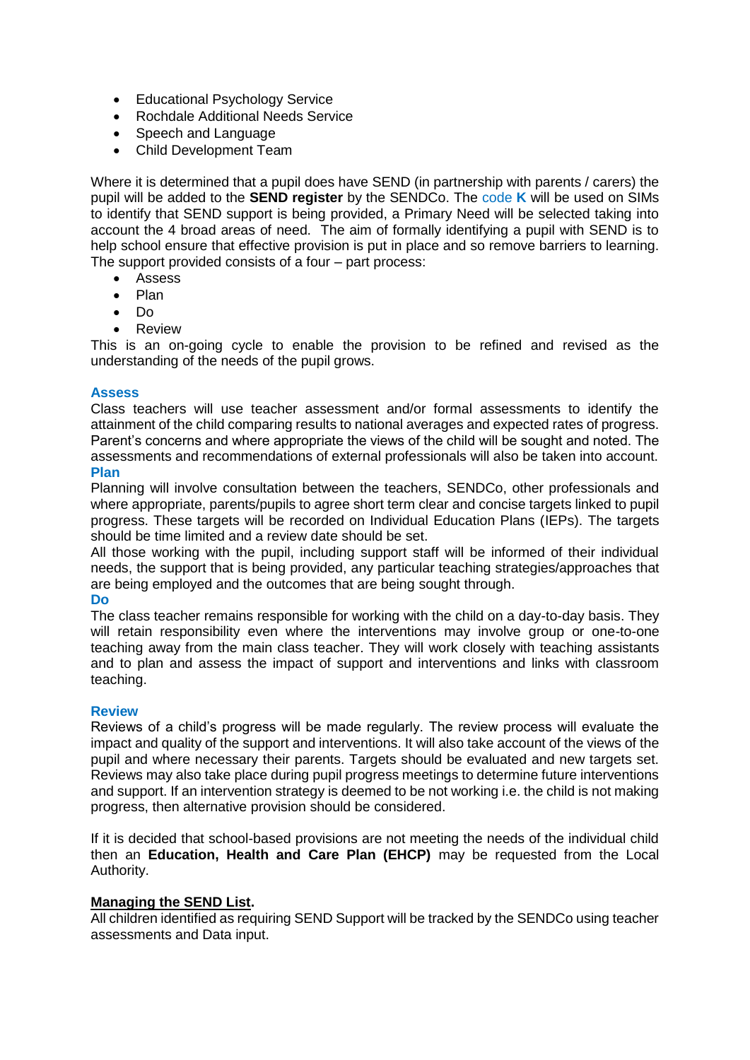- Educational Psychology Service
- Rochdale Additional Needs Service
- Speech and Language
- Child Development Team

Where it is determined that a pupil does have SEND (in partnership with parents / carers) the pupil will be added to the **SEND register** by the SENDCo. The code **K** will be used on SIMs to identify that SEND support is being provided, a Primary Need will be selected taking into account the 4 broad areas of need. The aim of formally identifying a pupil with SEND is to help school ensure that effective provision is put in place and so remove barriers to learning. The support provided consists of a four – part process:

- Assess
- Plan
- Do
- Review

This is an on-going cycle to enable the provision to be refined and revised as the understanding of the needs of the pupil grows.

### Assess

Class teachers will use teacher assessment and/or formal assessments to identify the attainment of the child comparing results to national averages and expected rates of progress. Parent's concerns and where appropriate the views of the child will be sought and noted. The assessments and recommendations of external professionals will also be taken into account.

### Plan

Planning will involve consultation between the teachers, SENDCo, other professionals and where appropriate, parents/pupils to agree short term clear and concise targets linked to pupil progress. These targets will be recorded on Individual Education Plans (IEPs). The targets should be time limited and a review date should be set.

All those working with the pupil, including support staff will be informed of their individual needs, the support that is being provided, any particular teaching strategies/approaches that are being employed and the outcomes that are being sought through.

### Do

The class teacher remains responsible for working with the child on a day-to-day basis. They will retain responsibility even where the interventions may involve group or one-to-one teaching away from the main class teacher. They will work closely with teaching assistants and to plan and assess the impact of support and interventions and links with classroom teaching.

### Review

Reviews of a child's progress will be made regularly. The review process will evaluate the impact and quality of the support and interventions. It will also take account of the views of the pupil and where necessary their parents. Targets should be evaluated and new targets set. Reviews may also take place during pupil progress meetings to determine future interventions and support. If an intervention strategy is deemed to be not working i.e. the child is not making progress, then alternative provision should be considered.

If it is decided that school-based provisions are not meeting the needs of the individual child then an **Education, Health and Care Plan (EHCP)** may be requested from the Local Authority.

**Managing the SEND List.**

All children identified as requiring SEND Support will be tracked by the SENDCo using teacher assessments and Data input.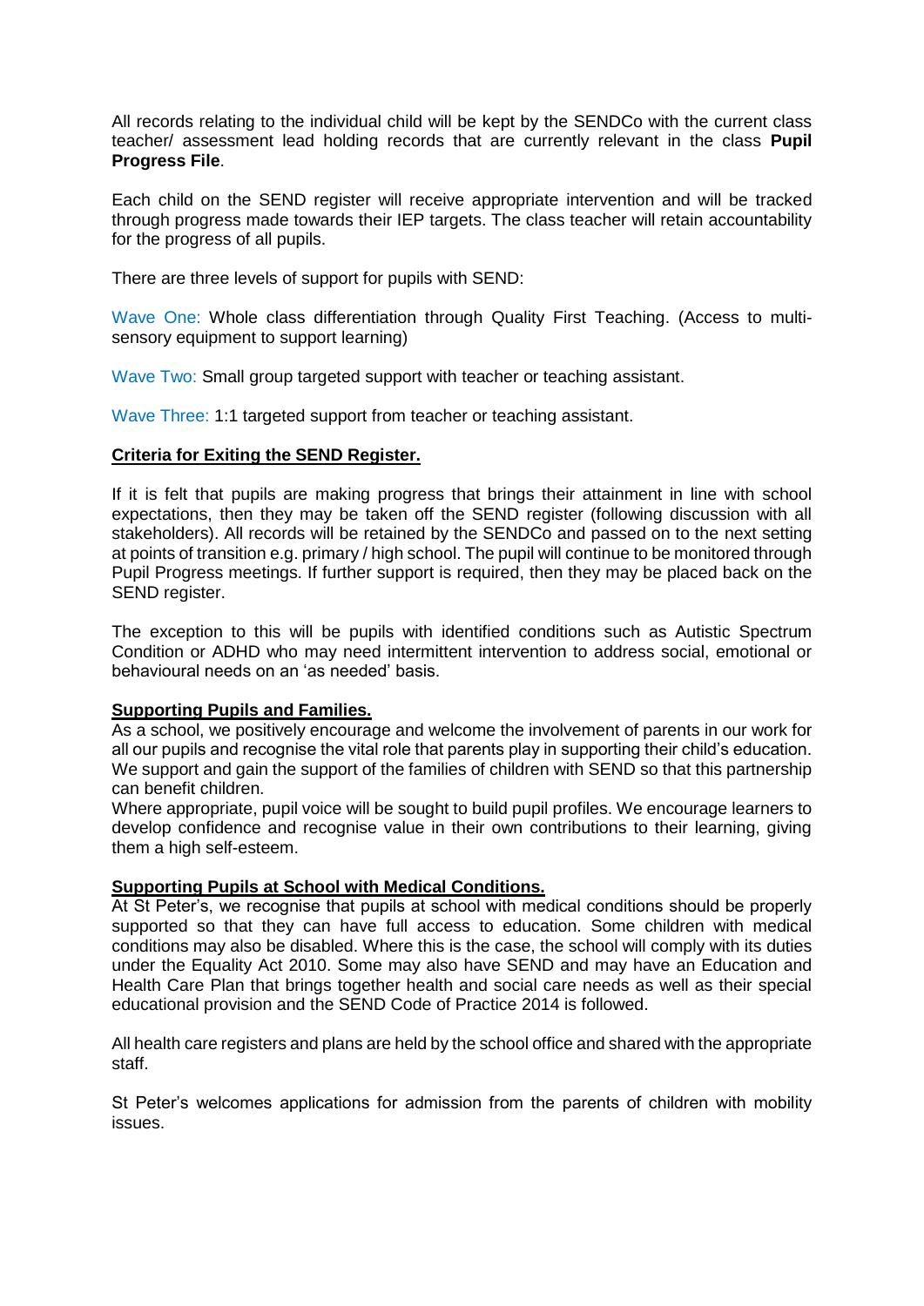All records relating to the individual child will be kept by the SENDCo with the current class teacher/ assessment lead holding records that are currently relevant in the class **Pupil Progress File**.

Each child on the SEND register will receive appropriate intervention and will be tracked through progress made towards their IEP targets. The class teacher will retain accountability for the progress of all pupils.

There are three levels of support for pupils with SEND:

Wave One: Whole class differentiation through Quality First Teaching. (Access to multi-sensory equipment to support learning)

Wave Two: Small group targeted support with teacher or teaching assistant.

Wave Three: 1:1 targeted support from teacher or teaching assistant.

**Criteria for Exiting the SEND Register.**

If it is felt that pupils are making progress that brings their attainment in line with school expectations, then they may be taken off the SEND register (following discussion with all stakeholders). All records will be retained by the SENDCo and passed on to the next setting at points of transition e.g. primary / high school. The pupil will continue to be monitored through Pupil Progress meetings. If further support is required, then they may be placed back on the SEND register.

The exception to this will be pupils with identified conditions such as Autistic Spectrum Condition or ADHD who may need intermittent intervention to address social, emotional or behavioural needs on an 'as needed' basis.

**Supporting Pupils and Families.**

As a school, we positively encourage and welcome the involvement of parents in our work for all our pupils and recognise the vital role that parents play in supporting their child's education. We support and gain the support of the families of children with SEND so that this partnership can benefit children.

Where appropriate, pupil voice will be sought to build pupil profiles. We encourage learners to develop confidence and recognise value in their own contributions to their learning, giving them a high self-esteem.

**Supporting Pupils at School with Medical Conditions.**

At St Peter's, we recognise that pupils at school with medical conditions should be properly supported so that they can have full access to education. Some children with medical conditions may also be disabled. Where this is the case, the school will comply with its duties under the Equality Act 2010. Some may also have SEND and may have an Education and Health Care Plan that brings together health and social care needs as well as their special educational provision and the SEND Code of Practice 2014 is followed.

All health care registers and plans are held by the school office and shared with the appropriate staff.

St Peter's welcomes applications for admission from the parents of children with mobility issues.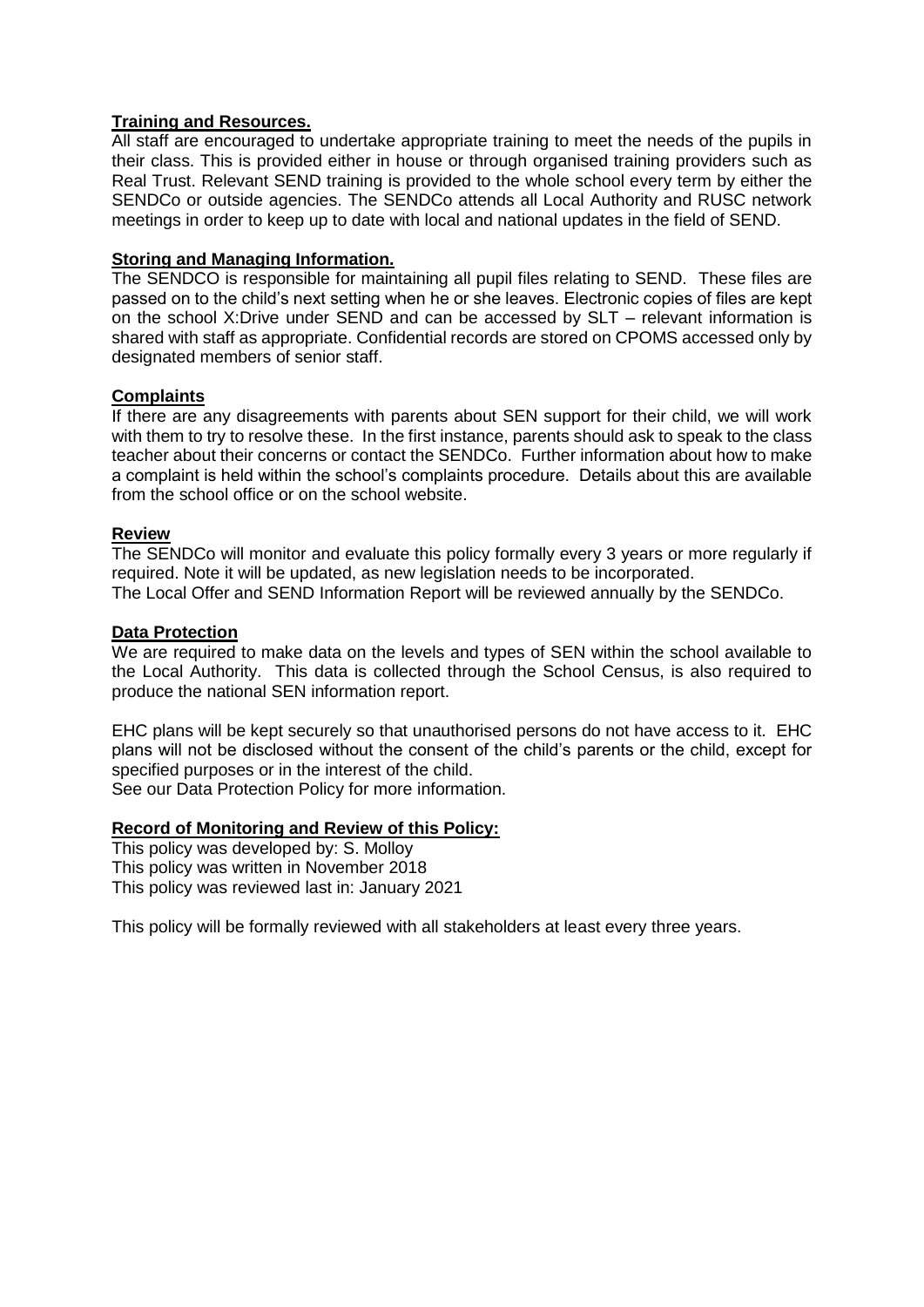**Training and Resources.**

All staff are encouraged to undertake appropriate training to meet the needs of the pupils in their class. This is provided either in house or through organised training providers such as Real Trust. Relevant SEND training is provided to the whole school every term by either the SENDCo or outside agencies. The SENDCo attends all Local Authority and RUSC network meetings in order to keep up to date with local and national updates in the field of SEND.

**Storing and Managing Information.**

The SENDCO is responsible for maintaining all pupil files relating to SEND. These files are passed on to the child's next setting when he or she leaves. Electronic copies of files are kept on the school X:Drive under SEND and can be accessed by SLT – relevant information is shared with staff as appropriate. Confidential records are stored on CPOMS accessed only by designated members of senior staff.

**Complaints**

If there are any disagreements with parents about SEN support for their child, we will work with them to try to resolve these. In the first instance, parents should ask to speak to the class teacher about their concerns or contact the SENDCo. Further information about how to make a complaint is held within the school's complaints procedure. Details about this are available from the school office or on the school website.

**Review**

The SENDCo will monitor and evaluate this policy formally every 3 years or more regularly if required. Note it will be updated, as new legislation needs to be incorporated.
The Local Offer and SEND Information Report will be reviewed annually by the SENDCo.

**Data Protection**

We are required to make data on the levels and types of SEN within the school available to the Local Authority. This data is collected through the School Census, is also required to produce the national SEN information report.

EHC plans will be kept securely so that unauthorised persons do not have access to it. EHC plans will not be disclosed without the consent of the child's parents or the child, except for specified purposes or in the interest of the child.
See our Data Protection Policy for more information.

**Record of Monitoring and Review of this Policy:**

This policy was developed by: S. Molloy
This policy was written in November 2018
This policy was reviewed last in: January 2021

This policy will be formally reviewed with all stakeholders at least every three years.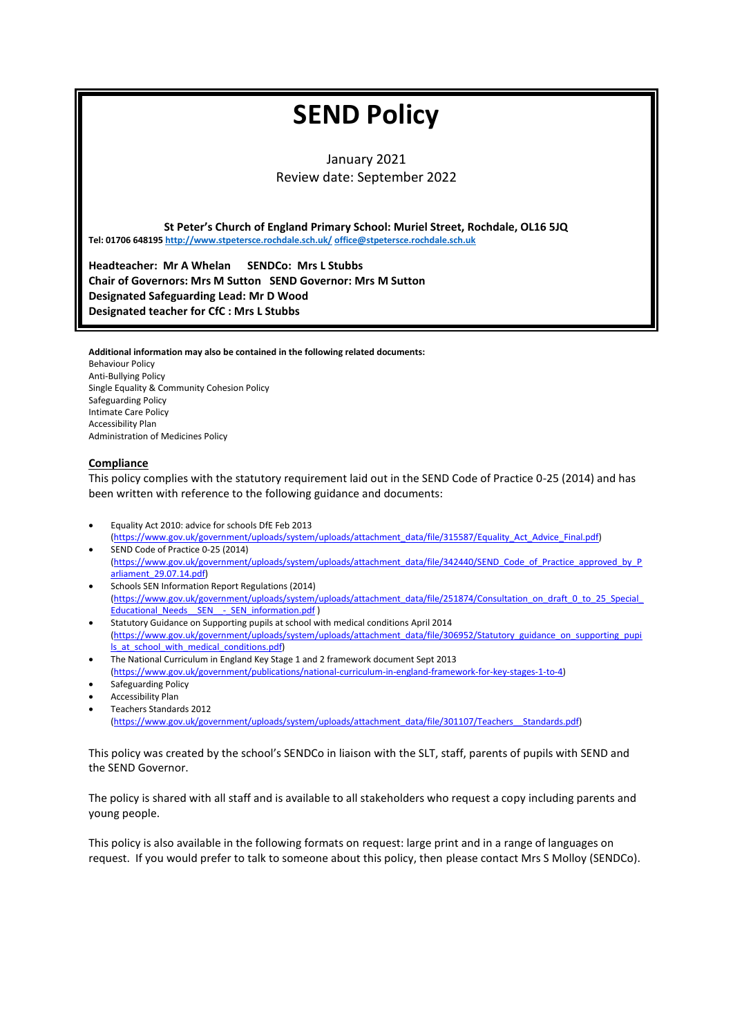# SEND Policy

January 2021
Review date: September 2022

**St Peter's Church of England Primary School: Muriel Street, Rochdale, OL16 5JQ**
**Tel: 01706 648195 http://www.stpetersce.rochdale.sch.uk/ office@stpetersce.rochdale.sch.uk**

**Headteacher: Mr A Whelan SENDCo: Mrs L Stubbs**
**Chair of Governors: Mrs M Sutton SEND Governor: Mrs M Sutton**
**Designated Safeguarding Lead: Mr D Wood**
**Designated teacher for CfC : Mrs L Stubbs**

**Additional information may also be contained in the following related documents:**
Behaviour Policy
Anti-Bullying Policy
Single Equality & Community Cohesion Policy
Safeguarding Policy
Intimate Care Policy
Accessibility Plan
Administration of Medicines Policy

## Compliance

This policy complies with the statutory requirement laid out in the SEND Code of Practice 0-25 (2014) and has been written with reference to the following guidance and documents:

- Equality Act 2010: advice for schools DfE Feb 2013 (https://www.gov.uk/government/uploads/system/uploads/attachment_data/file/315587/Equality_Act_Advice_Final.pdf)
- SEND Code of Practice 0-25 (2014) (https://www.gov.uk/government/uploads/system/uploads/attachment_data/file/342440/SEND_Code_of_Practice_approved_by_Parliament_29.07.14.pdf)
- Schools SEN Information Report Regulations (2014) (https://www.gov.uk/government/uploads/system/uploads/attachment_data/file/251874/Consultation_on_draft_0_to_25_Special_Educational_Needs__SEN__-_SEN_information.pdf )
- Statutory Guidance on Supporting pupils at school with medical conditions April 2014 (https://www.gov.uk/government/uploads/system/uploads/attachment_data/file/306952/Statutory_guidance_on_supporting_pupils_at_school_with_medical_conditions.pdf)
- The National Curriculum in England Key Stage 1 and 2 framework document Sept 2013 (https://www.gov.uk/government/publications/national-curriculum-in-england-framework-for-key-stages-1-to-4)
- Safeguarding Policy
- Accessibility Plan
- Teachers Standards 2012 (https://www.gov.uk/government/uploads/system/uploads/attachment_data/file/301107/Teachers__Standards.pdf)

This policy was created by the school's SENDCo in liaison with the SLT, staff, parents of pupils with SEND and the SEND Governor.

The policy is shared with all staff and is available to all stakeholders who request a copy including parents and young people.

This policy is also available in the following formats on request: large print and in a range of languages on request. If you would prefer to talk to someone about this policy, then please contact Mrs S Molloy (SENDCo).